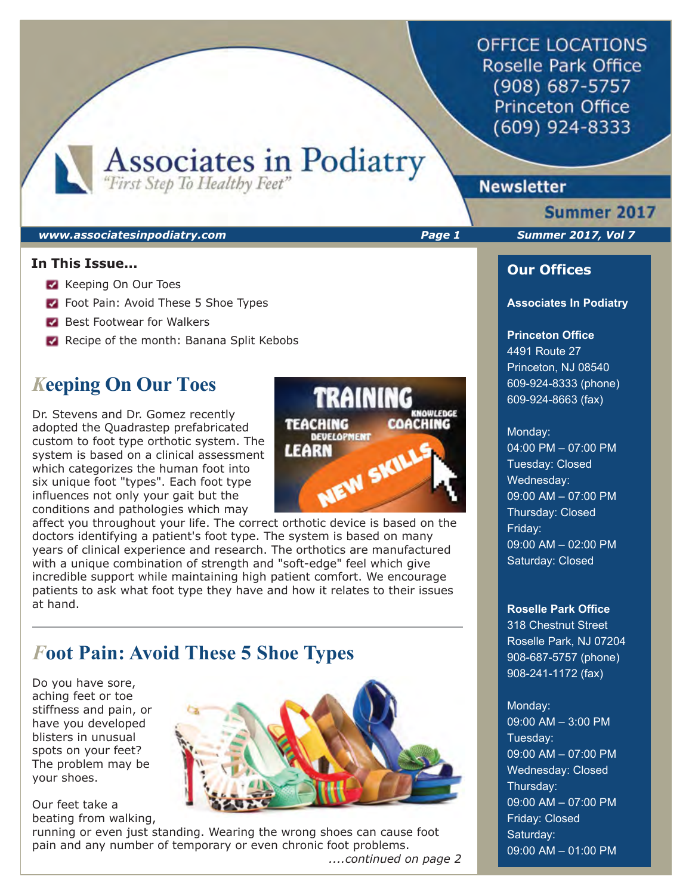# Associates in Podiatry

*"First Step To Healthy Feet"*

OFFICE LOCATIONS
Roselle Park Office
(908) 687-5757
Princeton Office
(609) 924-8333

**Newsletter**

**Summer 2017**

***www.associatesinpodiatry.com*** ***Summer 2017, Vol 7***

**In This Issue...**

- Keeping On Our Toes
- Foot Pain: Avoid These 5 Shoe Types
- Best Footwear for Walkers
- Recipe of the month: Banana Split Kebobs

## Keeping On Our Toes

Dr. Stevens and Dr. Gomez recently adopted the Quadrastep prefabricated custom to foot type orthotic system. The system is based on a clinical assessment which categorizes the human foot into six unique foot "types". Each foot type influences not only your gait but the conditions and pathologies which may affect you throughout your life. The correct orthotic device is based on the doctors identifying a patient's foot type. The system is based on many years of clinical experience and research. The orthotics are manufactured with a unique combination of strength and "soft-edge" feel which give incredible support while maintaining high patient comfort. We encourage patients to ask what foot type they have and how it relates to their issues at hand.

---

## Foot Pain: Avoid These 5 Shoe Types

Do you have sore, aching feet or toe stiffness and pain, or have you developed blisters in unusual spots on your feet? The problem may be your shoes.

Our feet take a beating from walking, running or even just standing. Wearing the wrong shoes can cause foot pain and any number of temporary or even chronic foot problems.

*....continued on page 2*

## Our Offices

**Associates In Podiatry**

**Princeton Office**
4491 Route 27
Princeton, NJ 08540
609-924-8333 (phone)
609-924-8663 (fax)

Monday:
04:00 PM – 07:00 PM
Tuesday: Closed
Wednesday:
09:00 AM – 07:00 PM
Thursday: Closed
Friday:
09:00 AM – 02:00 PM
Saturday: Closed

**Roselle Park Office**
318 Chestnut Street
Roselle Park, NJ 07204
908-687-5757 (phone)
908-241-1172 (fax)

Monday:
09:00 AM – 3:00 PM
Tuesday:
09:00 AM – 07:00 PM
Wednesday: Closed
Thursday:
09:00 AM – 07:00 PM
Friday: Closed
Saturday:
09:00 AM – 01:00 PM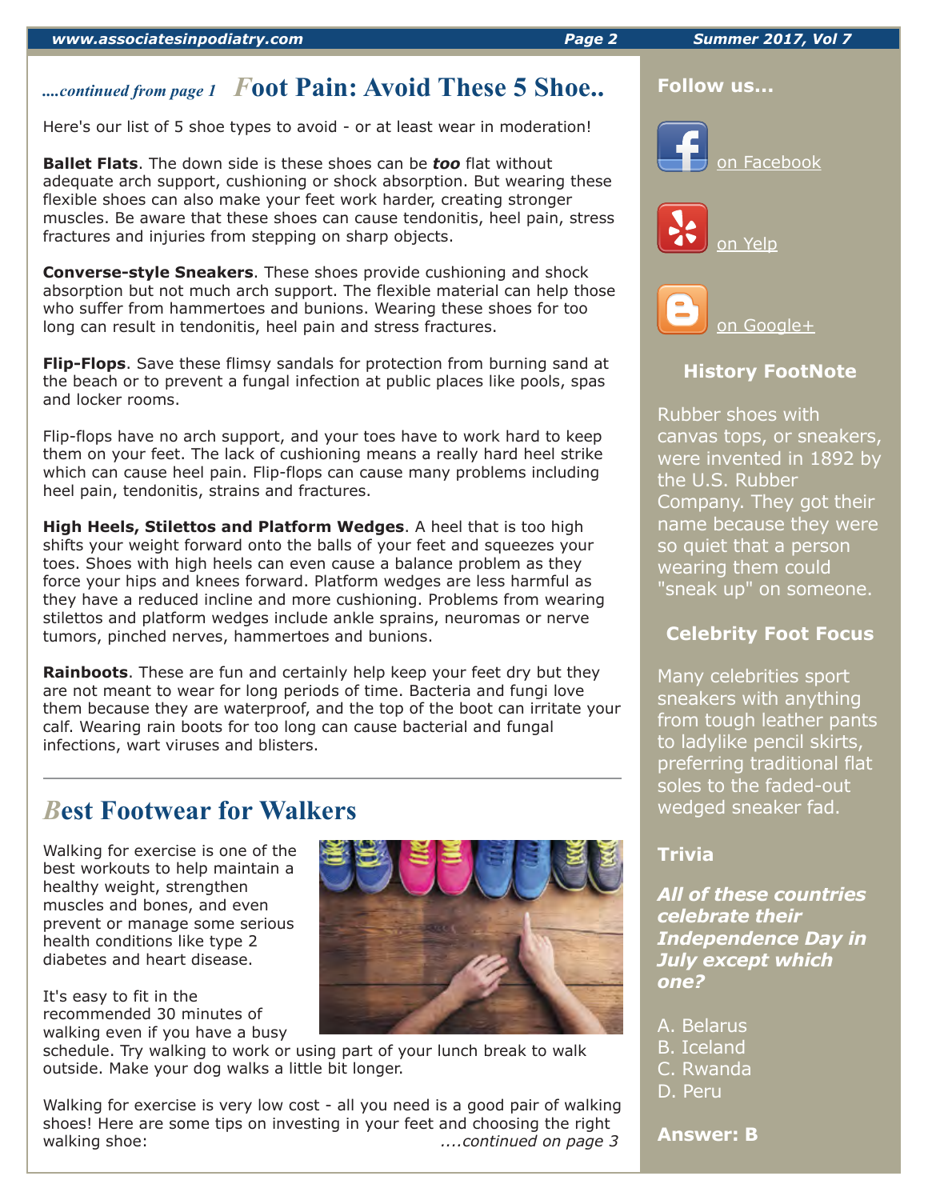*....continued from page 1* **Foot Pain: Avoid These 5 Shoe..**

Here's our list of 5 shoe types to avoid - or at least wear in moderation!

**Ballet Flats**. The down side is these shoes can be ***too*** flat without adequate arch support, cushioning or shock absorption. But wearing these flexible shoes can also make your feet work harder, creating stronger muscles. Be aware that these shoes can cause tendonitis, heel pain, stress fractures and injuries from stepping on sharp objects.

**Converse-style Sneakers**. These shoes provide cushioning and shock absorption but not much arch support. The flexible material can help those who suffer from hammertoes and bunions. Wearing these shoes for too long can result in tendonitis, heel pain and stress fractures.

**Flip-Flops**. Save these flimsy sandals for protection from burning sand at the beach or to prevent a fungal infection at public places like pools, spas and locker rooms.

Flip-flops have no arch support, and your toes have to work hard to keep them on your feet. The lack of cushioning means a really hard heel strike which can cause heel pain. Flip-flops can cause many problems including heel pain, tendonitis, strains and fractures.

**High Heels, Stilettos and Platform Wedges**. A heel that is too high shifts your weight forward onto the balls of your feet and squeezes your toes. Shoes with high heels can even cause a balance problem as they force your hips and knees forward. Platform wedges are less harmful as they have a reduced incline and more cushioning. Problems from wearing stilettos and platform wedges include ankle sprains, neuromas or nerve tumors, pinched nerves, hammertoes and bunions.

**Rainboots**. These are fun and certainly help keep your feet dry but they are not meant to wear for long periods of time. Bacteria and fungi love them because they are waterproof, and the top of the boot can irritate your calf. Wearing rain boots for too long can cause bacterial and fungal infections, wart viruses and blisters.

---

## Best Footwear for Walkers

Walking for exercise is one of the best workouts to help maintain a healthy weight, strengthen muscles and bones, and even prevent or manage some serious health conditions like type 2 diabetes and heart disease.

It's easy to fit in the recommended 30 minutes of walking even if you have a busy schedule. Try walking to work or using part of your lunch break to walk outside. Make your dog walks a little bit longer.

Walking for exercise is very low cost - all you need is a good pair of walking shoes! Here are some tips on investing in your feet and choosing the right walking shoe: *....continued on page 3*

---

**Follow us...**

on Facebook

on Yelp

on Google+

### History FootNote

Rubber shoes with canvas tops, or sneakers, were invented in 1892 by the U.S. Rubber Company. They got their name because they were so quiet that a person wearing them could "sneak up" on someone.

### Celebrity Foot Focus

Many celebrities sport sneakers with anything from tough leather pants to ladylike pencil skirts, preferring traditional flat soles to the faded-out wedged sneaker fad.

### Trivia

***All of these countries celebrate their Independence Day in July except which one?***

A. Belarus
B. Iceland
C. Rwanda
D. Peru

**Answer: B**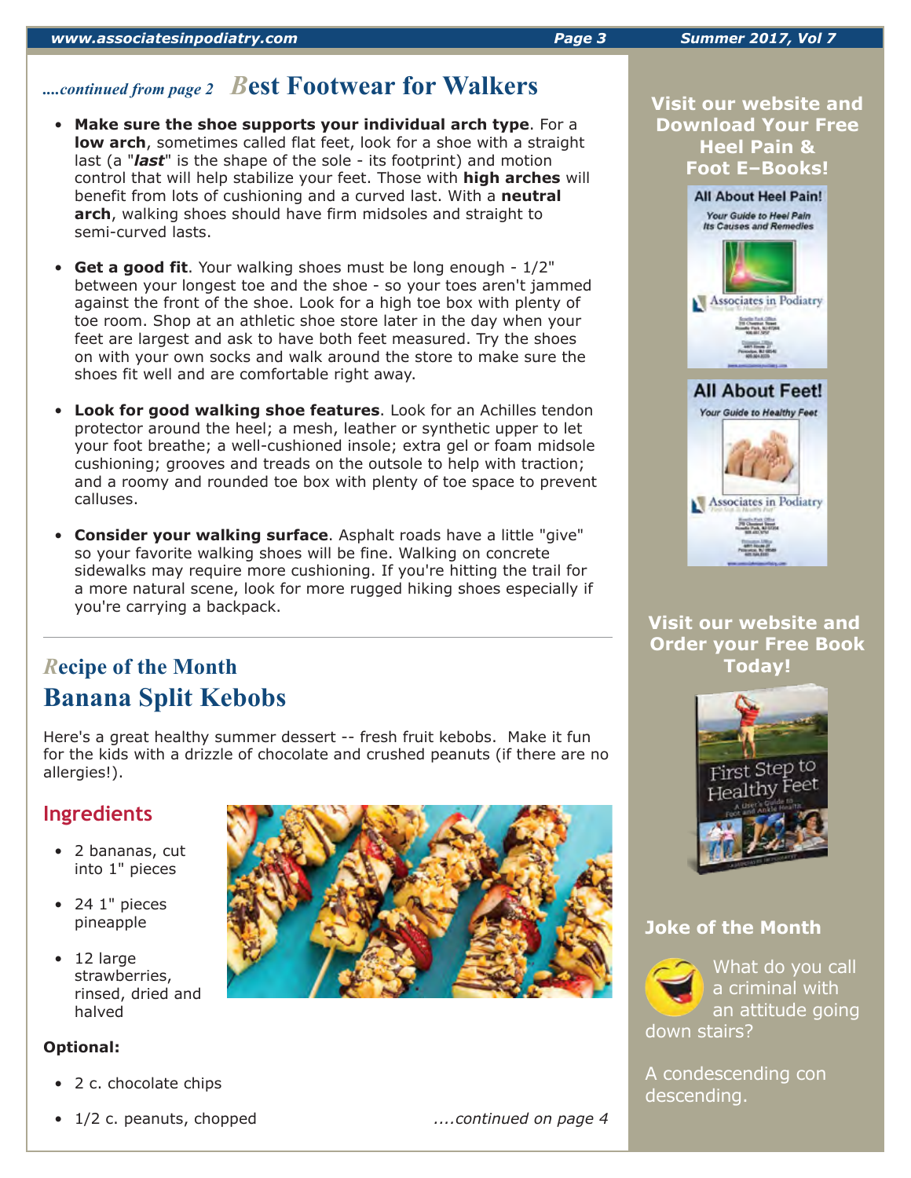*....continued from page 2*

## Best Footwear for Walkers

- **Make sure the shoe supports your individual arch type**. For a **low arch**, sometimes called flat feet, look for a shoe with a straight last (a "***last***" is the shape of the sole - its footprint) and motion control that will help stabilize your feet. Those with **high arches** will benefit from lots of cushioning and a curved last. With a **neutral arch**, walking shoes should have firm midsoles and straight to semi-curved lasts.

- **Get a good fit**. Your walking shoes must be long enough - 1/2" between your longest toe and the shoe - so your toes aren't jammed against the front of the shoe. Look for a high toe box with plenty of toe room. Shop at an athletic shoe store later in the day when your feet are largest and ask to have both feet measured. Try the shoes on with your own socks and walk around the store to make sure the shoes fit well and are comfortable right away.

- **Look for good walking shoe features**. Look for an Achilles tendon protector around the heel; a mesh, leather or synthetic upper to let your foot breathe; a well-cushioned insole; extra gel or foam midsole cushioning; grooves and treads on the outsole to help with traction; and a roomy and rounded toe box with plenty of toe space to prevent calluses.

- **Consider your walking surface**. Asphalt roads have a little "give" so your favorite walking shoes will be fine. Walking on concrete sidewalks may require more cushioning. If you're hitting the trail for a more natural scene, look for more rugged hiking shoes especially if you're carrying a backpack.

## Recipe of the Month

## Banana Split Kebobs

Here's a great healthy summer dessert -- fresh fruit kebobs. Make it fun for the kids with a drizzle of chocolate and crushed peanuts (if there are no allergies!).

### Ingredients

- 2 bananas, cut into 1" pieces
- 24 1" pieces pineapple
- 12 large strawberries, rinsed, dried and halved

**Optional:**

- 2 c. chocolate chips
- 1/2 c. peanuts, chopped

*....continued on page 4*

**Visit our website and Download Your Free Heel Pain & Foot E–Books!**

**Visit our website and Order your Free Book Today!**

### Joke of the Month

What do you call a criminal with an attitude going down stairs?

A condescending con descending.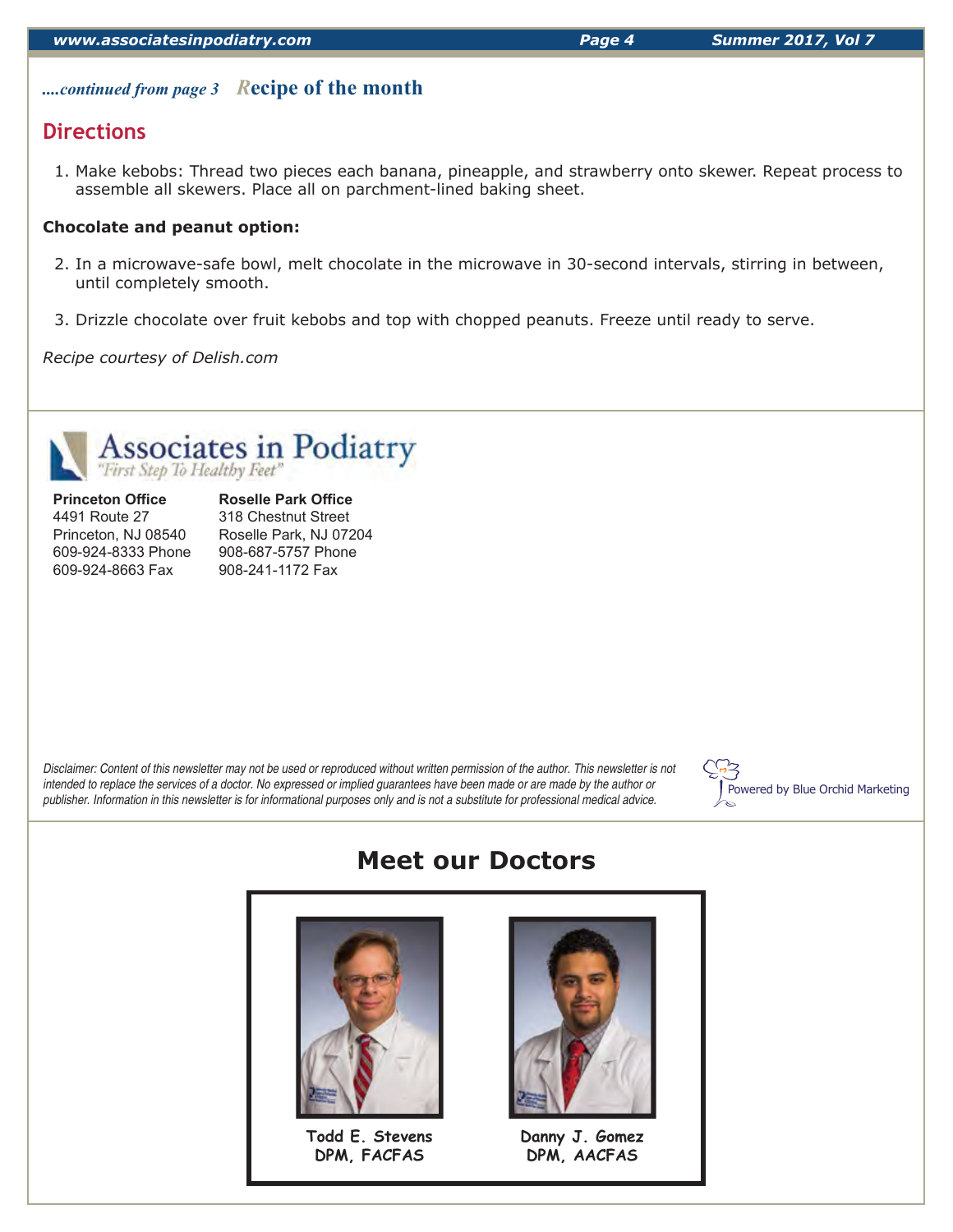*....continued from page 3* **Recipe of the month**

## Directions

1. Make kebobs: Thread two pieces each banana, pineapple, and strawberry onto skewer. Repeat process to assemble all skewers. Place all on parchment-lined baking sheet.

**Chocolate and peanut option:**

2. In a microwave-safe bowl, melt chocolate in the microwave in 30-second intervals, stirring in between, until completely smooth.
3. Drizzle chocolate over fruit kebobs and top with chopped peanuts. Freeze until ready to serve.

*Recipe courtesy of Delish.com*

---

## Associates in Podiatry

*"First Step To Healthy Feet"*

**Princeton Office**
4491 Route 27
Princeton, NJ 08540
609-924-8333 Phone
609-924-8663 Fax

**Roselle Park Office**
318 Chestnut Street
Roselle Park, NJ 07204
908-687-5757 Phone
908-241-1172 Fax

*Disclaimer: Content of this newsletter may not be used or reproduced without written permission of the author. This newsletter is not intended to replace the services of a doctor. No expressed or implied guarantees have been made or are made by the author or publisher. Information in this newsletter is for informational purposes only and is not a substitute for professional medical advice.*

Powered by Blue Orchid Marketing

---

## Meet our Doctors

**Todd E. Stevens**
**DPM, FACFAS**

**Danny J. Gomez**
**DPM, AACFAS**